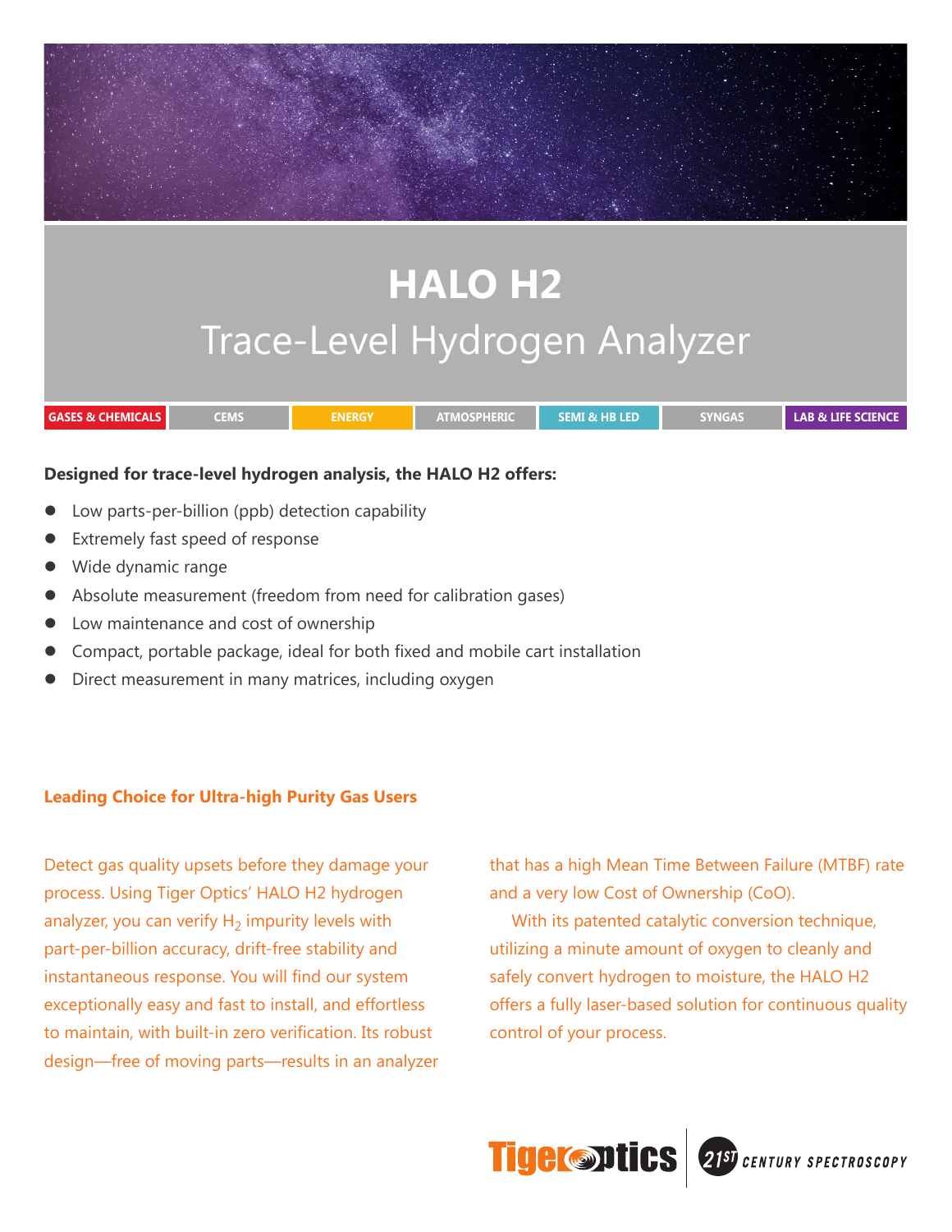# HALO H2

## Trace-Level Hydrogen Analyzer

GASES & CHEMICALS | CEMS | ENERGY | ATMOSPHERIC | SEMI & HB LED | SYNGAS | LAB & LIFE SCIENCE

**Designed for trace-level hydrogen analysis, the HALO H2 offers:**

- Low parts-per-billion (ppb) detection capability
- Extremely fast speed of response
- Wide dynamic range
- Absolute measurement (freedom from need for calibration gases)
- Low maintenance and cost of ownership
- Compact, portable package, ideal for both fixed and mobile cart installation
- Direct measurement in many matrices, including oxygen

### Leading Choice for Ultra-high Purity Gas Users

Detect gas quality upsets before they damage your process. Using Tiger Optics' HALO H2 hydrogen analyzer, you can verify $H_2$ impurity levels with part-per-billion accuracy, drift-free stability and instantaneous response. You will find our system exceptionally easy and fast to install, and effortless to maintain, with built-in zero verification. Its robust design—free of moving parts—results in an analyzer that has a high Mean Time Between Failure (MTBF) rate and a very low Cost of Ownership (CoO).

With its patented catalytic conversion technique, utilizing a minute amount of oxygen to cleanly and safely convert hydrogen to moisture, the HALO H2 offers a fully laser-based solution for continuous quality control of your process.

Tiger Optics | 21ST CENTURY SPECTROSCOPY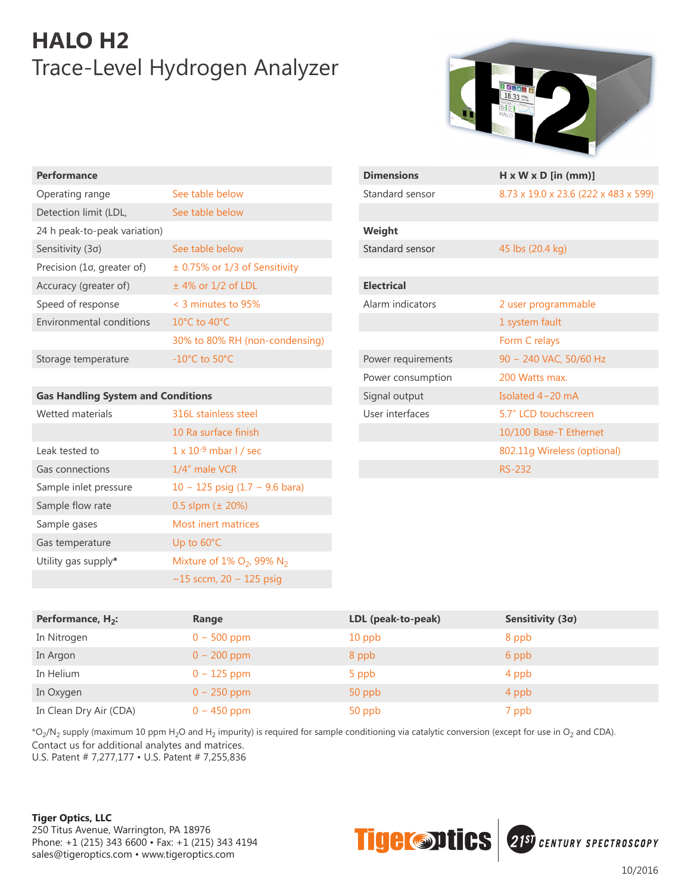# HALO H2

## Trace-Level Hydrogen Analyzer

| Performance | |
|---|---|
| Operating range | See table below |
| Detection limit (LDL, 24 h peak-to-peak variation) | See table below |
| Sensitivity (3σ) | See table below |
| Precision (1σ, greater of) | ± 0.75% or 1/3 of Sensitivity |
| Accuracy (greater of) | ± 4% or 1/2 of LDL |
| Speed of response | < 3 minutes to 95% |
| Environmental conditions | 10°C to 40°C |
| | 30% to 80% RH (non-condensing) |
| Storage temperature | -10°C to 50°C |

| Gas Handling System and Conditions | |
|---|---|
| Wetted materials | 316L stainless steel |
| | 10 Ra surface finish |
| Leak tested to | 1 x $10^{-9}$ mbar l / sec |
| Gas connections | 1/4" male VCR |
| Sample inlet pressure | 10 – 125 psig (1.7 – 9.6 bara) |
| Sample flow rate | 0.5 slpm (± 20%) |
| Sample gases | Most inert matrices |
| Gas temperature | Up to 60°C |
| Utility gas supply* | Mixture of 1% $O_2$, 99% $N_2$ |
| | ~15 sccm, 20 – 125 psig |

| Dimensions | H x W x D [in (mm)] |
|---|---|
| Standard sensor | 8.73 x 19.0 x 23.6 (222 x 483 x 599) |

| Weight | |
|---|---|
| Standard sensor | 45 lbs (20.4 kg) |

| Electrical | |
|---|---|
| Alarm indicators | 2 user programmable |
| | 1 system fault |
| | Form C relays |
| Power requirements | 90 – 240 VAC, 50/60 Hz |
| Power consumption | 200 Watts max. |
| Signal output | Isolated 4–20 mA |
| User interfaces | 5.7" LCD touchscreen |
| | 10/100 Base-T Ethernet |
| | 802.11g Wireless (optional) |
| | RS-232 |

| Performance, $H_2$: | Range | LDL (peak-to-peak) | Sensitivity (3σ) |
|---|---|---|---|
| In Nitrogen | 0 – 500 ppm | 10 ppb | 8 ppb |
| In Argon | 0 – 200 ppm | 8 ppb | 6 ppb |
| In Helium | 0 – 125 ppm | 5 ppb | 4 ppb |
| In Oxygen | 0 – 250 ppm | 50 ppb | 4 ppb |
| In Clean Dry Air (CDA) | 0 – 450 ppm | 50 ppb | 7 ppb |

*$O_2$/$N_2$ supply (maximum 10 ppm $H_2O$ and $H_2$ impurity) is required for sample conditioning via catalytic conversion (except for use in $O_2$ and CDA).

Contact us for additional analytes and matrices.

U.S. Patent # 7,277,177 • U.S. Patent # 7,255,836

**Tiger Optics, LLC**
250 Titus Avenue, Warrington, PA 18976
Phone: +1 (215) 343 6600 • Fax: +1 (215) 343 4194
sales@tigeroptics.com • www.tigeroptics.com

Tiger Optics | 21ST CENTURY SPECTROSCOPY

10/2016